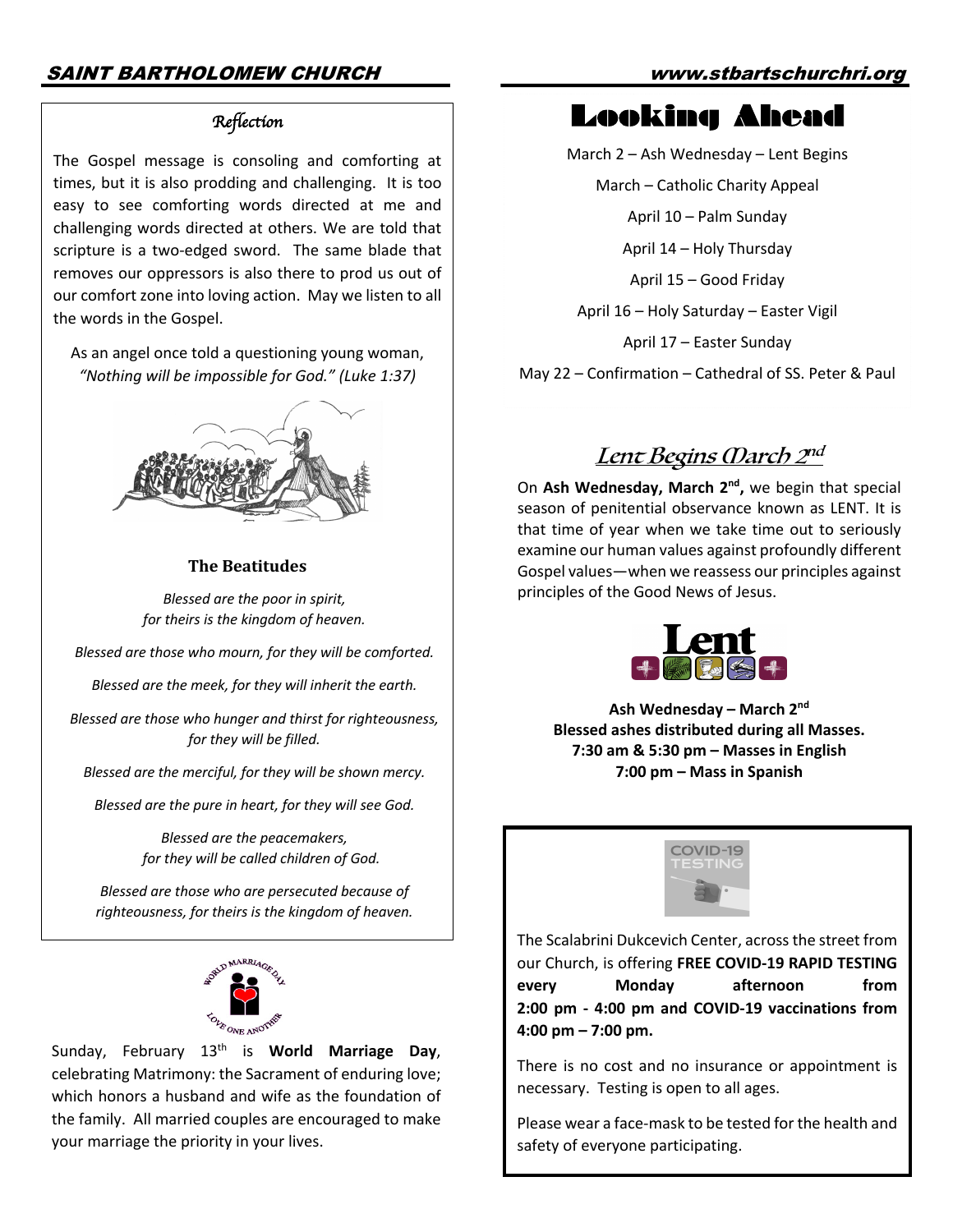## Reflection

The Gospel message is consoling and comforting at times, but it is also prodding and challenging. It is too easy to see comforting words directed at me and challenging words directed at others. We are told that scripture is a two-edged sword. The same blade that removes our oppressors is also there to prod us out of our comfort zone into loving action. May we listen to all the words in the Gospel.

As an angel once told a questioning young woman, *"Nothing will be impossible for God." (Luke 1:37)*

### The Beatitudes

*Blessed are the poor in spirit,*
*for theirs is the kingdom of heaven.*

*Blessed are those who mourn, for they will be comforted.*

*Blessed are the meek, for they will inherit the earth.*

*Blessed are those who hunger and thirst for righteousness, for they will be filled.*

*Blessed are the merciful, for they will be shown mercy.*

*Blessed are the pure in heart, for they will see God.*

*Blessed are the peacemakers,*
*for they will be called children of God.*

*Blessed are those who are persecuted because of righteousness, for theirs is the kingdom of heaven.*

Sunday, February 13th is **World Marriage Day**, celebrating Matrimony: the Sacrament of enduring love; which honors a husband and wife as the foundation of the family. All married couples are encouraged to make your marriage the priority in your lives.

# Looking Ahead

March 2 – Ash Wednesday – Lent Begins

March – Catholic Charity Appeal

April 10 – Palm Sunday

April 14 – Holy Thursday

April 15 – Good Friday

April 16 – Holy Saturday – Easter Vigil

April 17 – Easter Sunday

May 22 – Confirmation – Cathedral of SS. Peter & Paul

## Lent Begins March 2nd

On **Ash Wednesday, March 2nd,** we begin that special season of penitential observance known as LENT. It is that time of year when we take time out to seriously examine our human values against profoundly different Gospel values—when we reassess our principles against principles of the Good News of Jesus.

**Ash Wednesday – March 2nd**
**Blessed ashes distributed during all Masses.**
**7:30 am & 5:30 pm – Masses in English**
**7:00 pm – Mass in Spanish**

The Scalabrini Dukcevich Center, across the street from our Church, is offering **FREE COVID-19 RAPID TESTING every Monday afternoon from 2:00 pm - 4:00 pm and COVID-19 vaccinations from 4:00 pm – 7:00 pm.**

There is no cost and no insurance or appointment is necessary. Testing is open to all ages.

Please wear a face-mask to be tested for the health and safety of everyone participating.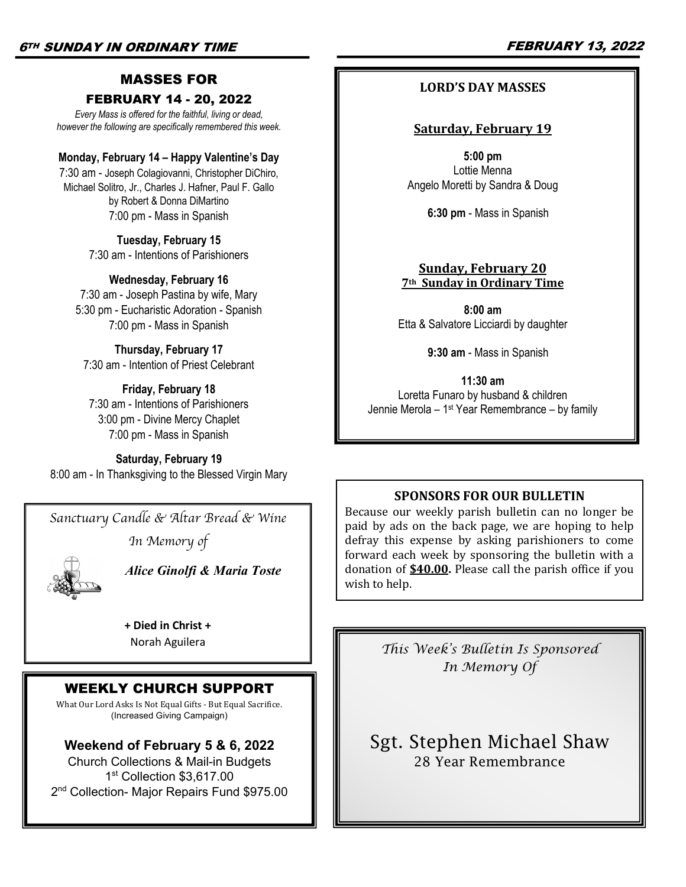## MASSES FOR
## FEBRUARY 14 - 20, 2022

*Every Mass is offered for the faithful, living or dead, however the following are specifically remembered this week.*

**Monday, February 14 – Happy Valentine's Day**
7:30 am - Joseph Colagiovanni, Christopher DiChiro, Michael Solitro, Jr., Charles J. Hafner, Paul F. Gallo by Robert & Donna DiMartino
7:00 pm - Mass in Spanish

**Tuesday, February 15**
7:30 am - Intentions of Parishioners

**Wednesday, February 16**
7:30 am - Joseph Pastina by wife, Mary
5:30 pm - Eucharistic Adoration - Spanish
7:00 pm - Mass in Spanish

**Thursday, February 17**
7:30 am - Intention of Priest Celebrant

**Friday, February 18**
7:30 am - Intentions of Parishioners
3:00 pm - Divine Mercy Chaplet
7:00 pm - Mass in Spanish

**Saturday, February 19**
8:00 am - In Thanksgiving to the Blessed Virgin Mary

*Sanctuary Candle & Altar Bread & Wine*
*In Memory of*

***Alice Ginolfi & Maria Toste***

**+ Died in Christ +**
Norah Aguilera

## WEEKLY CHURCH SUPPORT

What Our Lord Asks Is Not Equal Gifts - But Equal Sacrifice.
(Increased Giving Campaign)

**Weekend of February 5 & 6, 2022**
Church Collections & Mail-in Budgets
1st Collection $3,617.00
2nd Collection- Major Repairs Fund $975.00

## LORD'S DAY MASSES

**Saturday, February 19**

**5:00 pm**
Lottie Menna
Angelo Moretti by Sandra & Doug

**6:30 pm** - Mass in Spanish

**Sunday, February 20**
**7th Sunday in Ordinary Time**

**8:00 am**
Etta & Salvatore Licciardi by daughter

**9:30 am** - Mass in Spanish

**11:30 am**
Loretta Funaro by husband & children
Jennie Merola – 1st Year Remembrance – by family

## SPONSORS FOR OUR BULLETIN

Because our weekly parish bulletin can no longer be paid by ads on the back page, we are hoping to help defray this expense by asking parishioners to come forward each week by sponsoring the bulletin with a donation of **$40.00.** Please call the parish office if you wish to help.

*This Week's Bulletin Is Sponsored In Memory Of*

Sgt. Stephen Michael Shaw
28 Year Remembrance